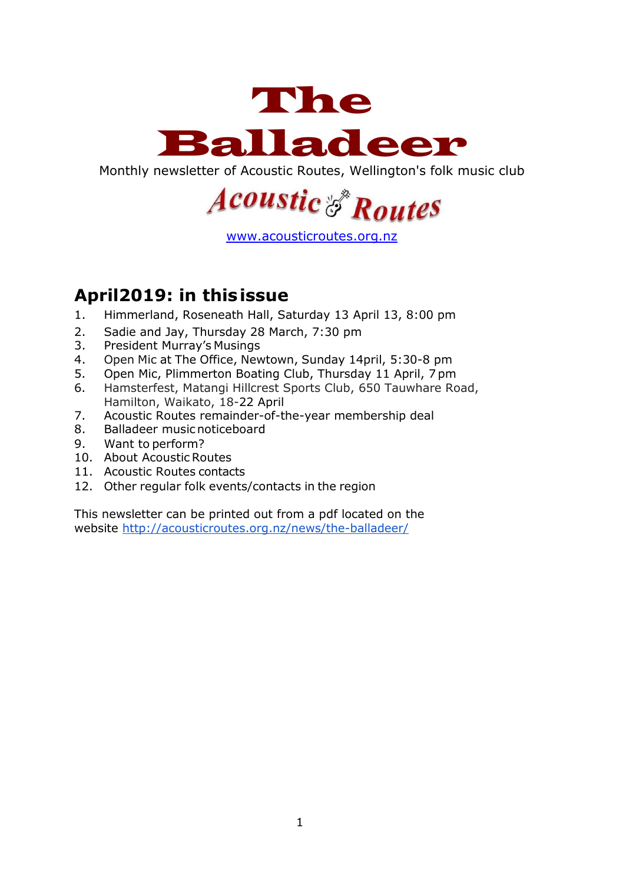# The Balladeer

Monthly newsletter of Acoustic Routes, Wellington's folk music club

Acoustic Routes

www.acousticroutes.org.nz

## April2019: in thisissue

1. Himmerland, Roseneath Hall, Saturday 13 April 13, 8:00 pm
2. Sadie and Jay, Thursday 28 March, 7:30 pm
3. President Murray's Musings
4. Open Mic at The Office, Newtown, Sunday 14pril, 5:30-8 pm
5. Open Mic, Plimmerton Boating Club, Thursday 11 April, 7 pm
6. Hamsterfest, Matangi Hillcrest Sports Club, 650 Tauwhare Road, Hamilton, Waikato, 18-22 April
7. Acoustic Routes remainder-of-the-year membership deal
8. Balladeer music noticeboard
9. Want to perform?
10. About Acoustic Routes
11. Acoustic Routes contacts
12. Other regular folk events/contacts in the region

This newsletter can be printed out from a pdf located on the website http://acousticroutes.org.nz/news/the-balladeer/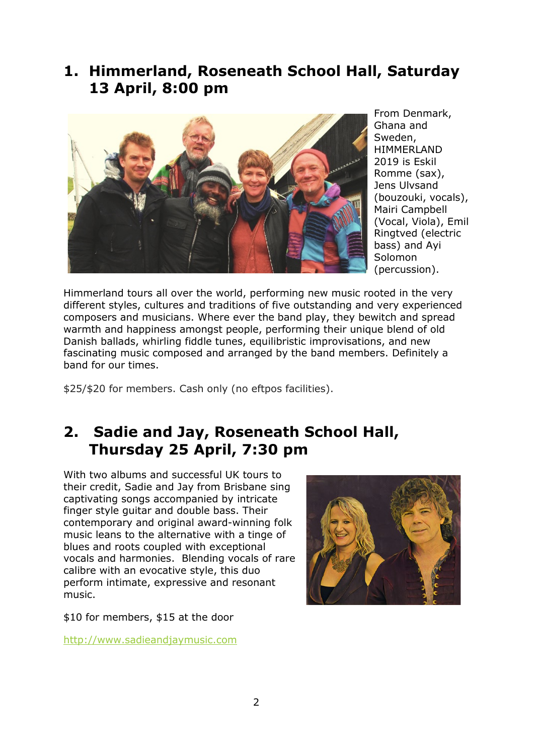## 1. Himmerland, Roseneath School Hall, Saturday 13 April, 8:00 pm

From Denmark, Ghana and Sweden, HIMMERLAND 2019 is Eskil Romme (sax), Jens Ulvsand (bouzouki, vocals), Mairi Campbell (Vocal, Viola), Emil Ringtved (electric bass) and Ayi Solomon (percussion).

Himmerland tours all over the world, performing new music rooted in the very different styles, cultures and traditions of five outstanding and very experienced composers and musicians. Where ever the band play, they bewitch and spread warmth and happiness amongst people, performing their unique blend of old Danish ballads, whirling fiddle tunes, equilibristic improvisations, and new fascinating music composed and arranged by the band members. Definitely a band for our times.

$25/$20 for members. Cash only (no eftpos facilities).

## 2. Sadie and Jay, Roseneath School Hall, Thursday 25 April, 7:30 pm

With two albums and successful UK tours to their credit, Sadie and Jay from Brisbane sing captivating songs accompanied by intricate finger style guitar and double bass. Their contemporary and original award-winning folk music leans to the alternative with a tinge of blues and roots coupled with exceptional vocals and harmonies. Blending vocals of rare calibre with an evocative style, this duo perform intimate, expressive and resonant music.

$10 for members, $15 at the door

http://www.sadieandjaymusic.com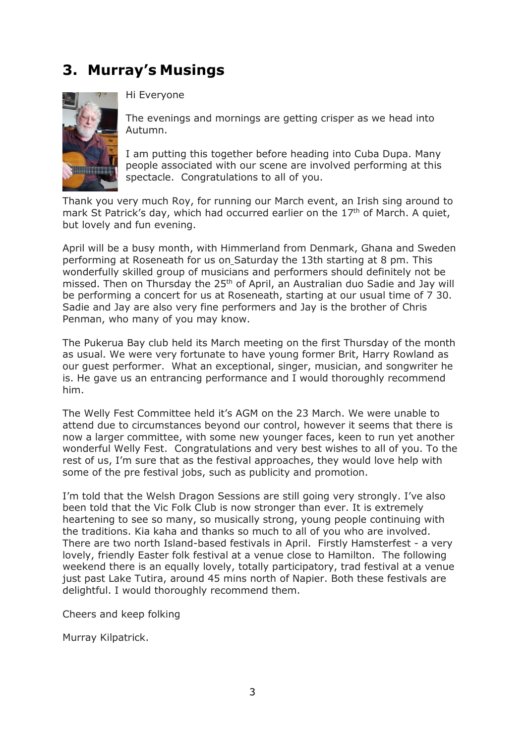## 3. Murray's Musings

Hi Everyone

The evenings and mornings are getting crisper as we head into Autumn.

I am putting this together before heading into Cuba Dupa. Many people associated with our scene are involved performing at this spectacle. Congratulations to all of you.

Thank you very much Roy, for running our March event, an Irish sing around to mark St Patrick's day, which had occurred earlier on the 17th of March. A quiet, but lovely and fun evening.

April will be a busy month, with Himmerland from Denmark, Ghana and Sweden performing at Roseneath for us on Saturday the 13th starting at 8 pm. This wonderfully skilled group of musicians and performers should definitely not be missed. Then on Thursday the 25th of April, an Australian duo Sadie and Jay will be performing a concert for us at Roseneath, starting at our usual time of 7 30. Sadie and Jay are also very fine performers and Jay is the brother of Chris Penman, who many of you may know.

The Pukerua Bay club held its March meeting on the first Thursday of the month as usual. We were very fortunate to have young former Brit, Harry Rowland as our guest performer. What an exceptional, singer, musician, and songwriter he is. He gave us an entrancing performance and I would thoroughly recommend him.

The Welly Fest Committee held it's AGM on the 23 March. We were unable to attend due to circumstances beyond our control, however it seems that there is now a larger committee, with some new younger faces, keen to run yet another wonderful Welly Fest. Congratulations and very best wishes to all of you. To the rest of us, I'm sure that as the festival approaches, they would love help with some of the pre festival jobs, such as publicity and promotion.

I'm told that the Welsh Dragon Sessions are still going very strongly. I've also been told that the Vic Folk Club is now stronger than ever. It is extremely heartening to see so many, so musically strong, young people continuing with the traditions. Kia kaha and thanks so much to all of you who are involved. There are two north Island-based festivals in April. Firstly Hamsterfest - a very lovely, friendly Easter folk festival at a venue close to Hamilton. The following weekend there is an equally lovely, totally participatory, trad festival at a venue just past Lake Tutira, around 45 mins north of Napier. Both these festivals are delightful. I would thoroughly recommend them.

Cheers and keep folking

Murray Kilpatrick.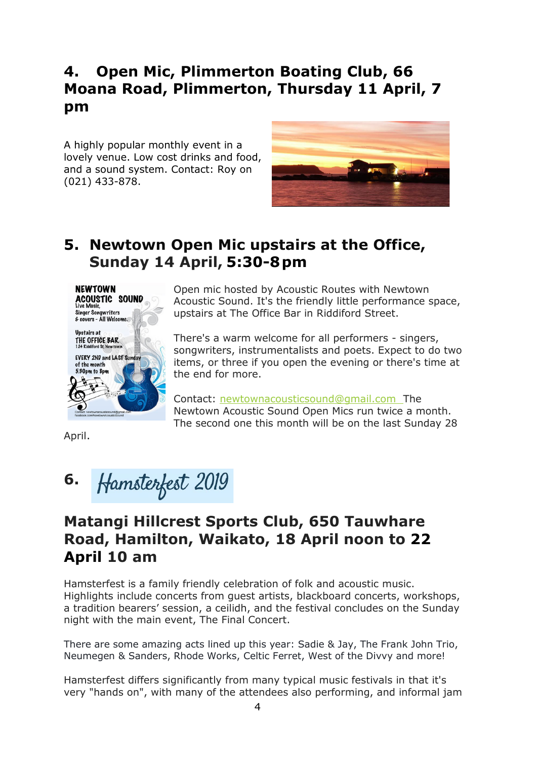## 4. Open Mic, Plimmerton Boating Club, 66 Moana Road, Plimmerton, Thursday 11 April, 7 pm

A highly popular monthly event in a lovely venue. Low cost drinks and food, and a sound system. Contact: Roy on (021) 433-878.

## 5. Newtown Open Mic upstairs at the Office, Sunday 14 April, 5:30-8 pm

Open mic hosted by Acoustic Routes with Newtown Acoustic Sound. It's the friendly little performance space, upstairs at The Office Bar in Riddiford Street.

There's a warm welcome for all performers - singers, songwriters, instrumentalists and poets. Expect to do two items, or three if you open the evening or there's time at the end for more.

Contact: newtownacousticsound@gmail.com The Newtown Acoustic Sound Open Mics run twice a month. The second one this month will be on the last Sunday 28 April.

## 6. Hamsterfest 2019

## Matangi Hillcrest Sports Club, 650 Tauwhare Road, Hamilton, Waikato, 18 April noon to 22 April 10 am

Hamsterfest is a family friendly celebration of folk and acoustic music. Highlights include concerts from guest artists, blackboard concerts, workshops, a tradition bearers' session, a ceilidh, and the festival concludes on the Sunday night with the main event, The Final Concert.

There are some amazing acts lined up this year: Sadie & Jay, The Frank John Trio, Neumegen & Sanders, Rhode Works, Celtic Ferret, West of the Divvy and more!

Hamsterfest differs significantly from many typical music festivals in that it's very "hands on", with many of the attendees also performing, and informal jam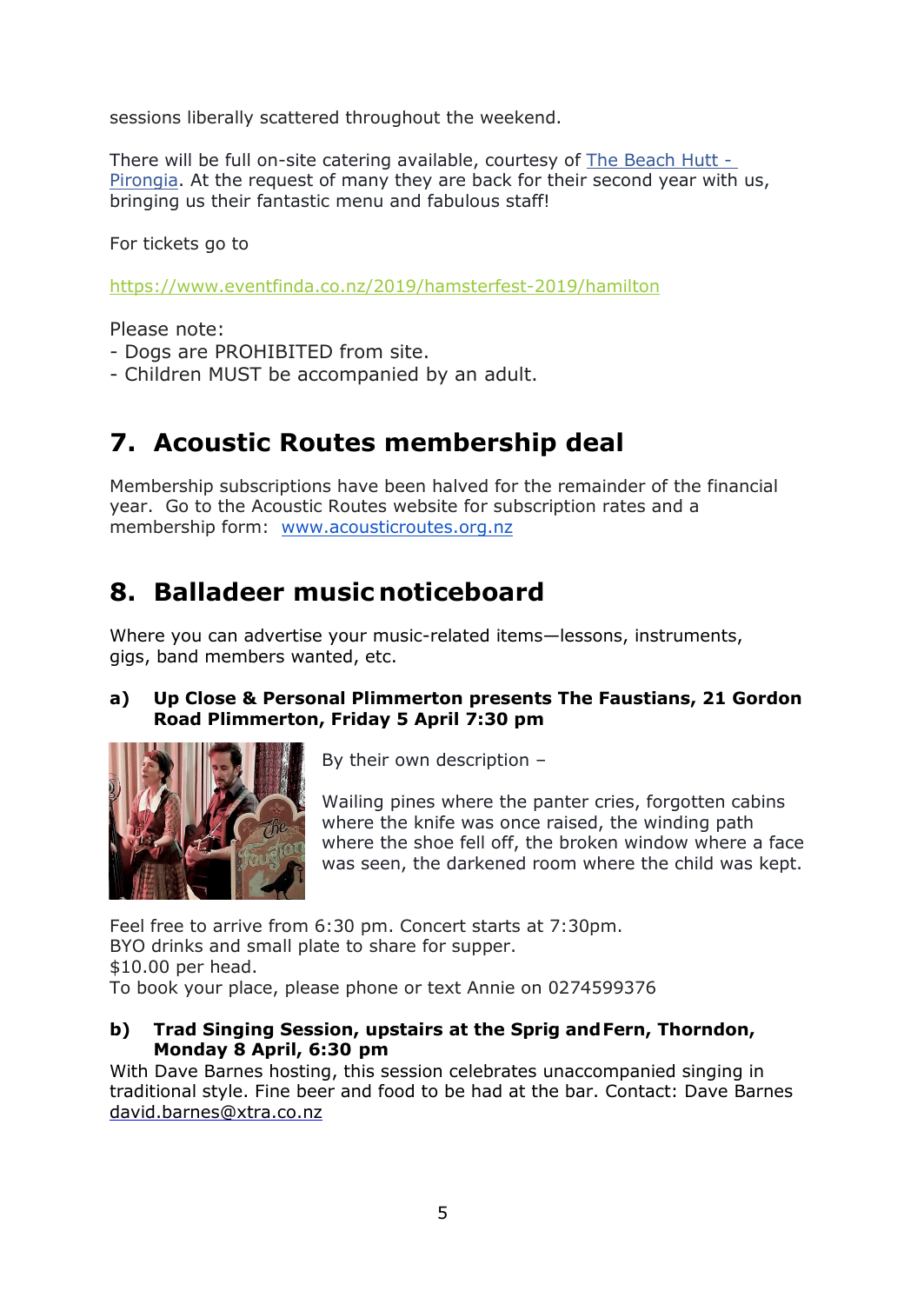sessions liberally scattered throughout the weekend.

There will be full on-site catering available, courtesy of [The Beach Hutt - Pirongia](). At the request of many they are back for their second year with us, bringing us their fantastic menu and fabulous staff!

For tickets go to

https://www.eventfinda.co.nz/2019/hamsterfest-2019/hamilton

Please note:
- Dogs are PROHIBITED from site.
- Children MUST be accompanied by an adult.

## 7. Acoustic Routes membership deal

Membership subscriptions have been halved for the remainder of the financial year. Go to the Acoustic Routes website for subscription rates and a membership form: www.acousticroutes.org.nz

## 8. Balladeer music noticeboard

Where you can advertise your music-related items—lessons, instruments, gigs, band members wanted, etc.

### a) Up Close & Personal Plimmerton presents The Faustians, 21 Gordon Road Plimmerton, Friday 5 April 7:30 pm

By their own description –

Wailing pines where the panter cries, forgotten cabins where the knife was once raised, the winding path where the shoe fell off, the broken window where a face was seen, the darkened room where the child was kept.

Feel free to arrive from 6:30 pm. Concert starts at 7:30pm.
BYO drinks and small plate to share for supper.
$10.00 per head.
To book your place, please phone or text Annie on 0274599376

### b) Trad Singing Session, upstairs at the Sprig and Fern, Thorndon, Monday 8 April, 6:30 pm

With Dave Barnes hosting, this session celebrates unaccompanied singing in traditional style. Fine beer and food to be had at the bar. Contact: Dave Barnes david.barnes@xtra.co.nz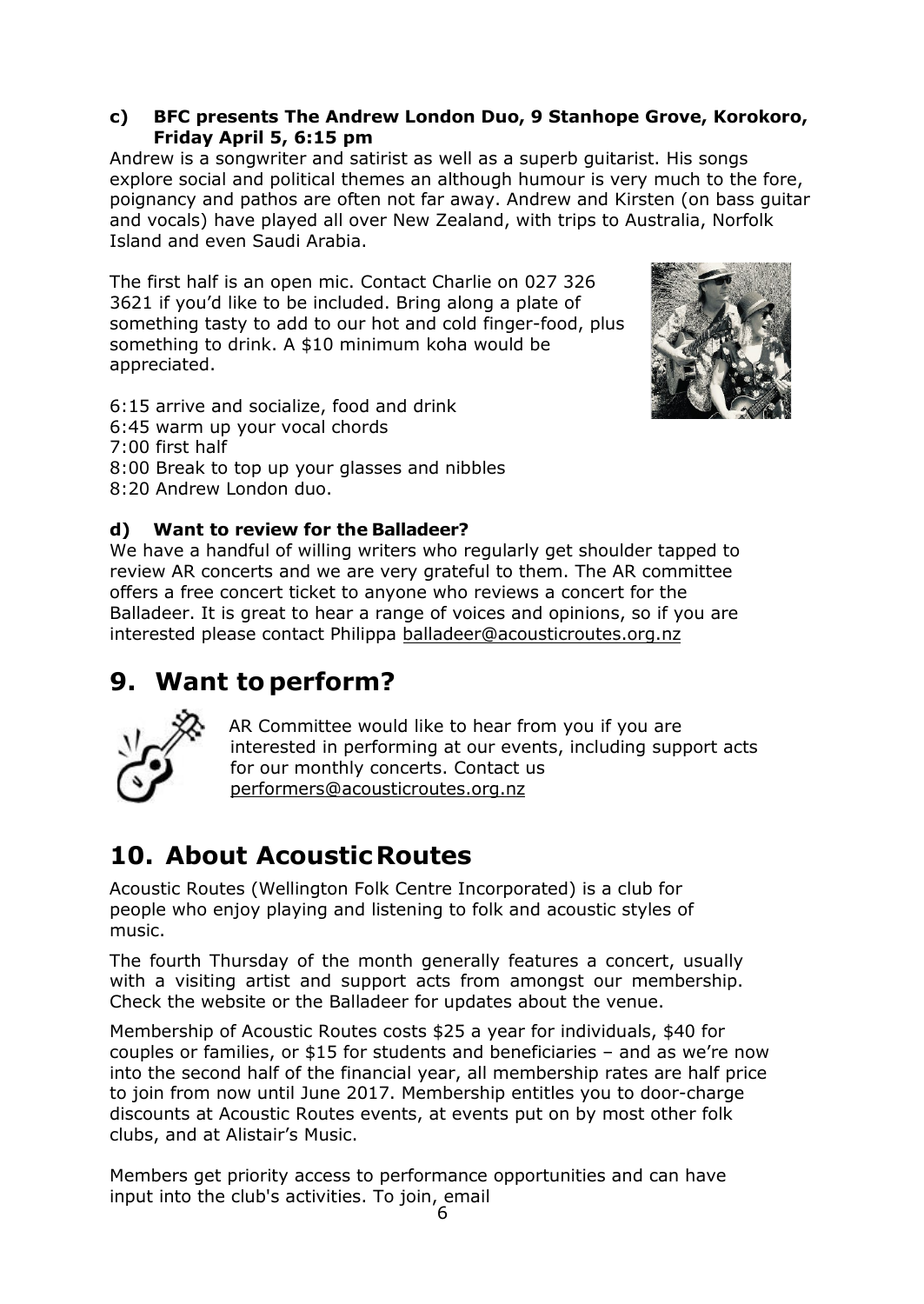### c) BFC presents The Andrew London Duo, 9 Stanhope Grove, Korokoro, Friday April 5, 6:15 pm

Andrew is a songwriter and satirist as well as a superb guitarist. His songs explore social and political themes an although humour is very much to the fore, poignancy and pathos are often not far away. Andrew and Kirsten (on bass guitar and vocals) have played all over New Zealand, with trips to Australia, Norfolk Island and even Saudi Arabia.

The first half is an open mic. Contact Charlie on 027 326 3621 if you'd like to be included. Bring along a plate of something tasty to add to our hot and cold finger-food, plus something to drink. A $10 minimum koha would be appreciated.

6:15 arrive and socialize, food and drink
6:45 warm up your vocal chords
7:00 first half
8:00 Break to top up your glasses and nibbles
8:20 Andrew London duo.

### d) Want to review for the Balladeer?

We have a handful of willing writers who regularly get shoulder tapped to review AR concerts and we are very grateful to them. The AR committee offers a free concert ticket to anyone who reviews a concert for the Balladeer. It is great to hear a range of voices and opinions, so if you are interested please contact Philippa balladeer@acousticroutes.org.nz

# 9. Want to perform?

AR Committee would like to hear from you if you are interested in performing at our events, including support acts for our monthly concerts. Contact us performers@acousticroutes.org.nz

# 10. About Acoustic Routes

Acoustic Routes (Wellington Folk Centre Incorporated) is a club for people who enjoy playing and listening to folk and acoustic styles of music.

The fourth Thursday of the month generally features a concert, usually with a visiting artist and support acts from amongst our membership. Check the website or the Balladeer for updates about the venue.

Membership of Acoustic Routes costs $25 a year for individuals, $40 for couples or families, or $15 for students and beneficiaries – and as we're now into the second half of the financial year, all membership rates are half price to join from now until June 2017. Membership entitles you to door-charge discounts at Acoustic Routes events, at events put on by most other folk clubs, and at Alistair's Music.

Members get priority access to performance opportunities and can have input into the club's activities. To join, email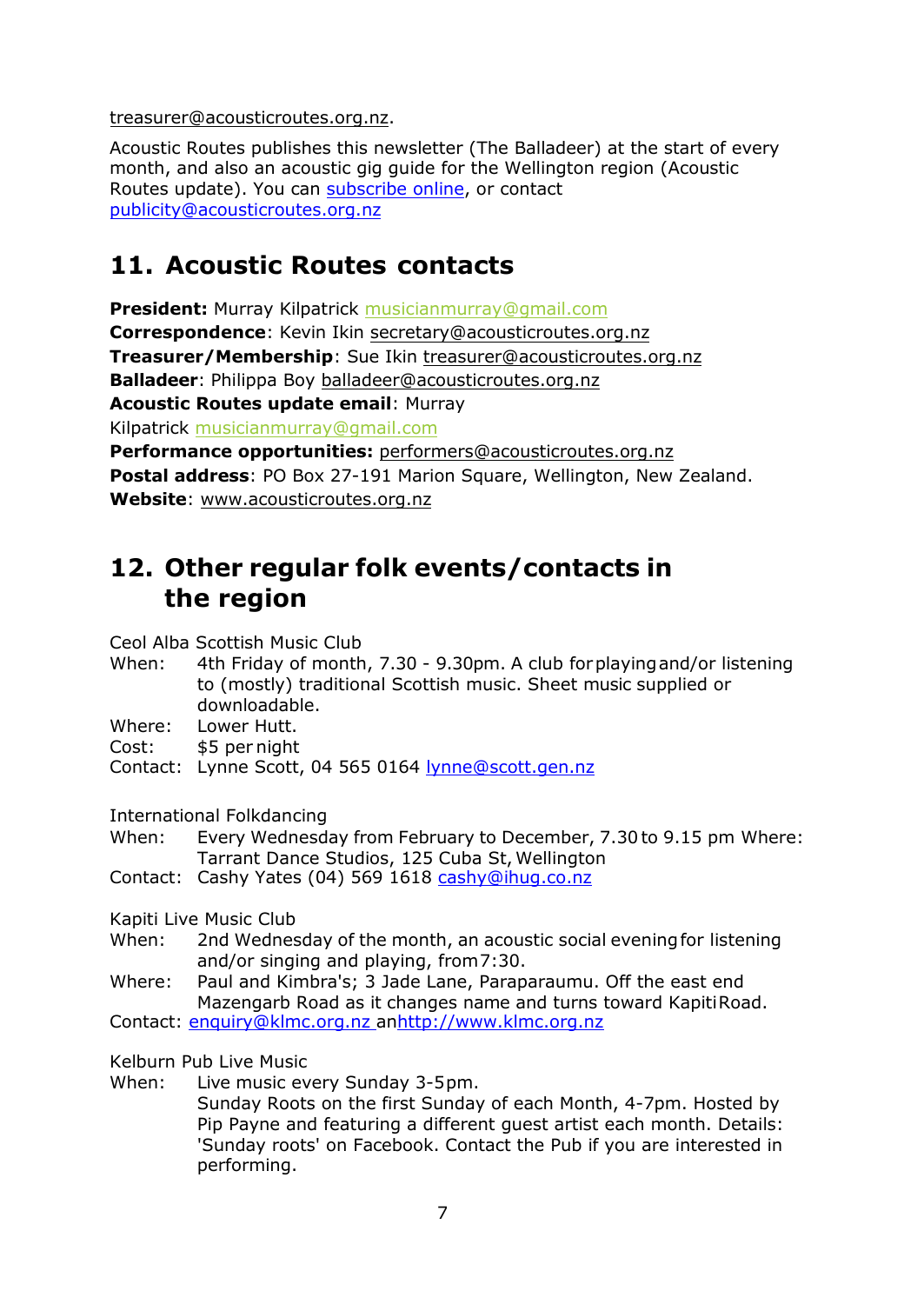treasurer@acousticroutes.org.nz.

Acoustic Routes publishes this newsletter (The Balladeer) at the start of every month, and also an acoustic gig guide for the Wellington region (Acoustic Routes update). You can subscribe online, or contact publicity@acousticroutes.org.nz

## 11. Acoustic Routes contacts

**President:** Murray Kilpatrick musicianmurray@gmail.com
**Correspondence**: Kevin Ikin secretary@acousticroutes.org.nz
**Treasurer/Membership**: Sue Ikin treasurer@acousticroutes.org.nz
**Balladeer**: Philippa Boy balladeer@acousticroutes.org.nz
**Acoustic Routes update email**: Murray Kilpatrick musicianmurray@gmail.com
**Performance opportunities:** performers@acousticroutes.org.nz
**Postal address**: PO Box 27-191 Marion Square, Wellington, New Zealand.
**Website**: www.acousticroutes.org.nz

## 12. Other regular folk events/contacts in the region

Ceol Alba Scottish Music Club
When: 4th Friday of month, 7.30 - 9.30pm. A club for playing and/or listening to (mostly) traditional Scottish music. Sheet music supplied or downloadable.
Where: Lower Hutt.
Cost: $5 per night
Contact: Lynne Scott, 04 565 0164 lynne@scott.gen.nz

International Folkdancing
When: Every Wednesday from February to December, 7.30 to 9.15 pm Where: Tarrant Dance Studios, 125 Cuba St, Wellington
Contact: Cashy Yates (04) 569 1618 cashy@ihug.co.nz

Kapiti Live Music Club
When: 2nd Wednesday of the month, an acoustic social evening for listening and/or singing and playing, from 7:30.
Where: Paul and Kimbra's; 3 Jade Lane, Paraparaumu. Off the east end Mazengarb Road as it changes name and turns toward Kapiti Road.
Contact: enquiry@klmc.org.nz an http://www.klmc.org.nz

Kelburn Pub Live Music
When: Live music every Sunday 3-5pm.
Sunday Roots on the first Sunday of each Month, 4-7pm. Hosted by Pip Payne and featuring a different guest artist each month. Details: 'Sunday roots' on Facebook. Contact the Pub if you are interested in performing.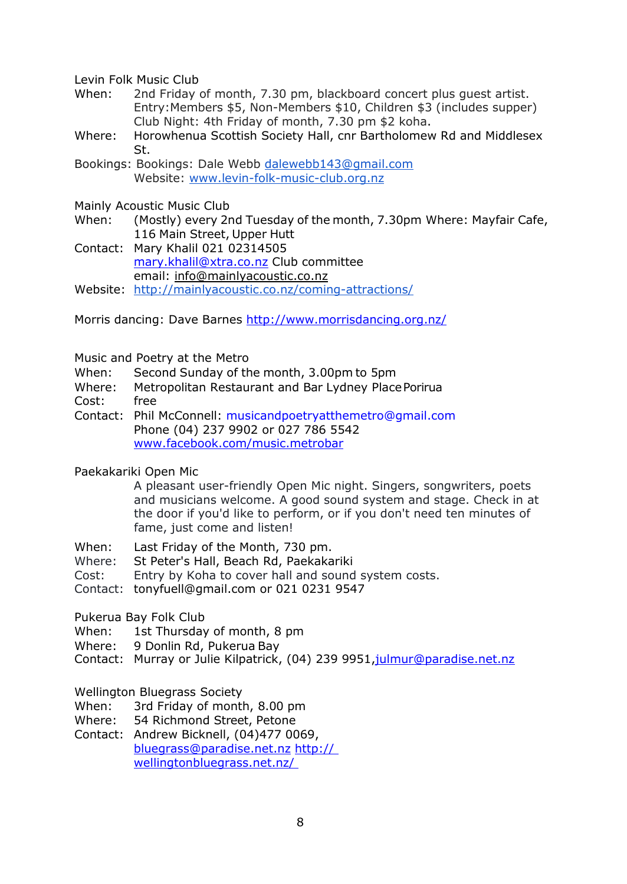Levin Folk Music Club

When: 2nd Friday of month, 7.30 pm, blackboard concert plus guest artist. Entry:Members $5, Non-Members $10, Children $3 (includes supper) Club Night: 4th Friday of month, 7.30 pm $2 koha.

Where: Horowhenua Scottish Society Hall, cnr Bartholomew Rd and Middlesex St.

Bookings: Bookings: Dale Webb dalewebb143@gmail.com
Website: www.levin-folk-music-club.org.nz

Mainly Acoustic Music Club

When: (Mostly) every 2nd Tuesday of the month, 7.30pm Where: Mayfair Cafe, 116 Main Street, Upper Hutt

Contact: Mary Khalil 021 02314505
mary.khalil@xtra.co.nz Club committee
email: info@mainlyacoustic.co.nz

Website: http://mainlyacoustic.co.nz/coming-attractions/

Morris dancing: Dave Barnes http://www.morrisdancing.org.nz/

Music and Poetry at the Metro

When: Second Sunday of the month, 3.00pm to 5pm

Where: Metropolitan Restaurant and Bar Lydney Place Porirua

Cost: free

Contact: Phil McConnell: musicandpoetryatthemetro@gmail.com
Phone (04) 237 9902 or 027 786 5542
www.facebook.com/music.metrobar

Paekakariki Open Mic

A pleasant user-friendly Open Mic night. Singers, songwriters, poets and musicians welcome. A good sound system and stage. Check in at the door if you'd like to perform, or if you don't need ten minutes of fame, just come and listen!

When: Last Friday of the Month, 730 pm.

Where: St Peter's Hall, Beach Rd, Paekakariki

Cost: Entry by Koha to cover hall and sound system costs.

Contact: tonyfuell@gmail.com or 021 0231 9547

Pukerua Bay Folk Club

When: 1st Thursday of month, 8 pm

Where: 9 Donlin Rd, Pukerua Bay

Contact: Murray or Julie Kilpatrick, (04) 239 9951, julmur@paradise.net.nz

Wellington Bluegrass Society

When: 3rd Friday of month, 8.00 pm

Where: 54 Richmond Street, Petone

Contact: Andrew Bicknell, (04)477 0069,
bluegrass@paradise.net.nz http://wellingtonbluegrass.net.nz/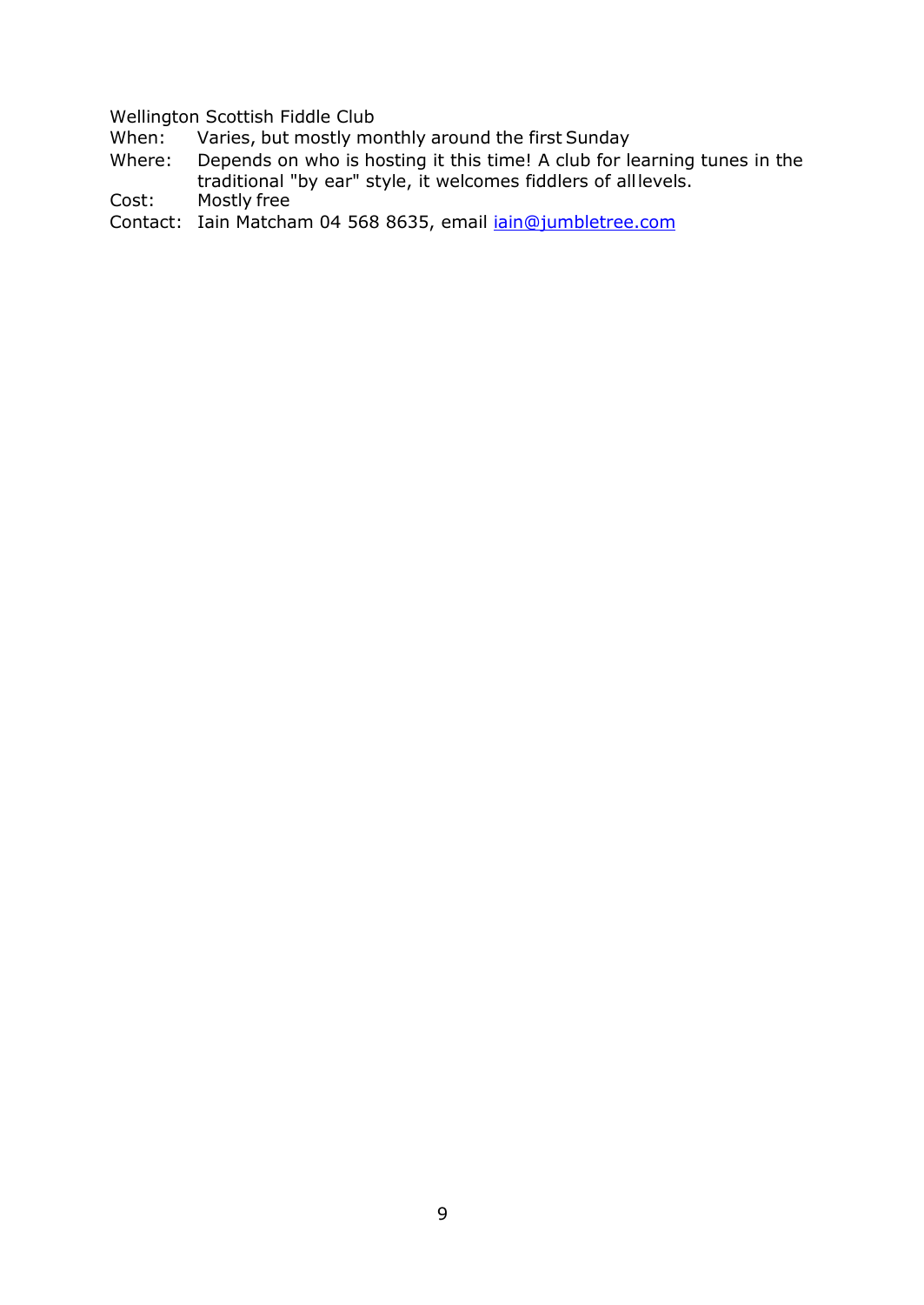Wellington Scottish Fiddle Club

When: Varies, but mostly monthly around the first Sunday

Where: Depends on who is hosting it this time! A club for learning tunes in the traditional "by ear" style, it welcomes fiddlers of all levels.

Cost: Mostly free

Contact: Iain Matcham 04 568 8635, email iain@jumbletree.com